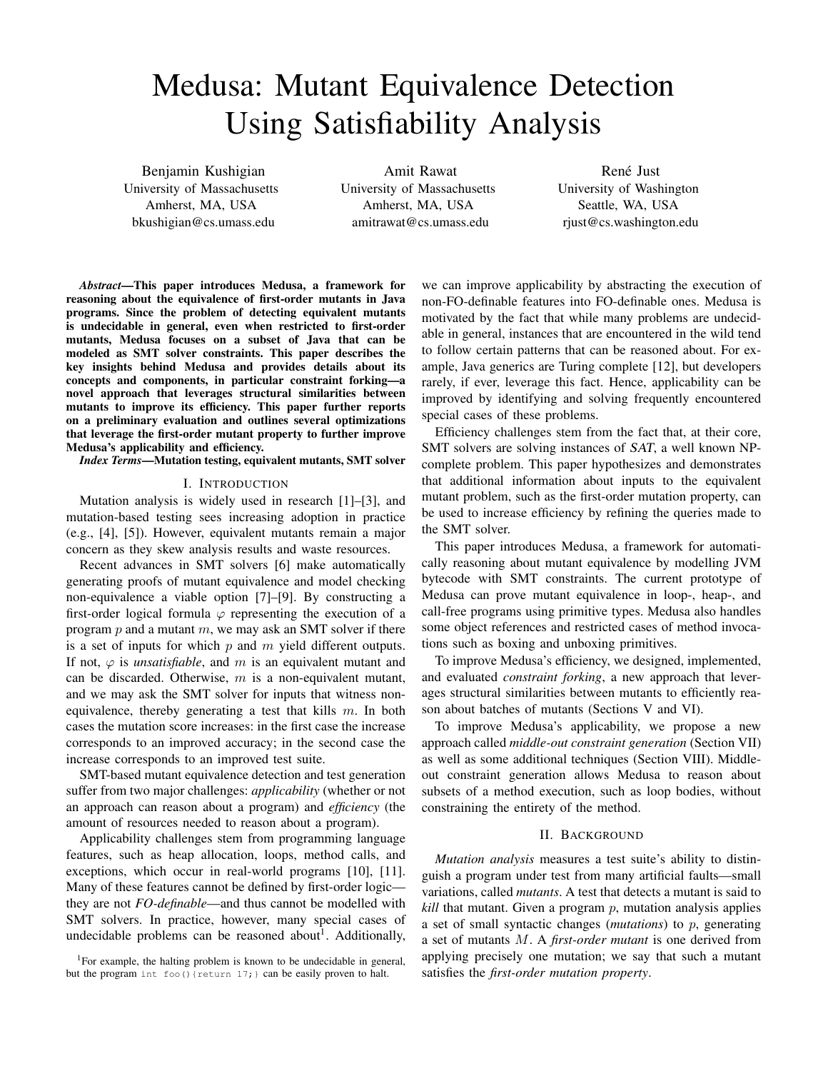# Medusa: Mutant Equivalence Detection Using Satisfiability Analysis

Benjamin Kushigian
University of Massachusetts
Amherst, MA, USA
bkushigian@cs.umass.edu

Amit Rawat
University of Massachusetts
Amherst, MA, USA
amitrawat@cs.umass.edu

René Just
University of Washington
Seattle, WA, USA
rjust@cs.washington.edu

***Abstract*—This paper introduces Medusa, a framework for reasoning about the equivalence of first-order mutants in Java programs. Since the problem of detecting equivalent mutants is undecidable in general, even when restricted to first-order mutants, Medusa focuses on a subset of Java that can be modeled as SMT solver constraints. This paper describes the key insights behind Medusa and provides details about its concepts and components, in particular constraint forking—a novel approach that leverages structural similarities between mutants to improve its efficiency. This paper further reports on a preliminary evaluation and outlines several optimizations that leverage the first-order mutant property to further improve Medusa's applicability and efficiency.**

***Index Terms*—Mutation testing, equivalent mutants, SMT solver**

## I. Introduction

Mutation analysis is widely used in research [1]–[3], and mutation-based testing sees increasing adoption in practice (e.g., [4], [5]). However, equivalent mutants remain a major concern as they skew analysis results and waste resources.

Recent advances in SMT solvers [6] make automatically generating proofs of mutant equivalence and model checking non-equivalence a viable option [7]–[9]. By constructing a first-order logical formula $\varphi$ representing the execution of a program $p$ and a mutant $m$, we may ask an SMT solver if there is a set of inputs for which $p$ and $m$ yield different outputs. If not, $\varphi$ is *unsatisfiable*, and $m$ is an equivalent mutant and can be discarded. Otherwise, $m$ is a non-equivalent mutant, and we may ask the SMT solver for inputs that witness non-equivalence, thereby generating a test that kills $m$. In both cases the mutation score increases: in the first case the increase corresponds to an improved accuracy; in the second case the increase corresponds to an improved test suite.

SMT-based mutant equivalence detection and test generation suffer from two major challenges: *applicability* (whether or not an approach can reason about a program) and *efficiency* (the amount of resources needed to reason about a program).

Applicability challenges stem from programming language features, such as heap allocation, loops, method calls, and exceptions, which occur in real-world programs [10], [11]. Many of these features cannot be defined by first-order logic—they are not *FO-definable*—and thus cannot be modelled with SMT solvers. In practice, however, many special cases of undecidable problems can be reasoned about[1]. Additionally, we can improve applicability by abstracting the execution of non-FO-definable features into FO-definable ones. Medusa is motivated by the fact that while many problems are undecidable in general, instances that are encountered in the wild tend to follow certain patterns that can be reasoned about. For example, Java generics are Turing complete [12], but developers rarely, if ever, leverage this fact. Hence, applicability can be improved by identifying and solving frequently encountered special cases of these problems.

Efficiency challenges stem from the fact that, at their core, SMT solvers are solving instances of *SAT*, a well known NP-complete problem. This paper hypothesizes and demonstrates that additional information about inputs to the equivalent mutant problem, such as the first-order mutation property, can be used to increase efficiency by refining the queries made to the SMT solver.

This paper introduces Medusa, a framework for automatically reasoning about mutant equivalence by modelling JVM bytecode with SMT constraints. The current prototype of Medusa can prove mutant equivalence in loop-, heap-, and call-free programs using primitive types. Medusa also handles some object references and restricted cases of method invocations such as boxing and unboxing primitives.

To improve Medusa's efficiency, we designed, implemented, and evaluated *constraint forking*, a new approach that leverages structural similarities between mutants to efficiently reason about batches of mutants (Sections V and VI).

To improve Medusa's applicability, we propose a new approach called *middle-out constraint generation* (Section VII) as well as some additional techniques (Section VIII). Middle-out constraint generation allows Medusa to reason about subsets of a method execution, such as loop bodies, without constraining the entirety of the method.

## II. Background

*Mutation analysis* measures a test suite's ability to distinguish a program under test from many artificial faults—small variations, called *mutants*. A test that detects a mutant is said to *kill* that mutant. Given a program $p$, mutation analysis applies a set of small syntactic changes (*mutations*) to $p$, generating a set of mutants $M$. A *first-order mutant* is one derived from applying precisely one mutation; we say that such a mutant satisfies the *first-order mutation property*.

[1] For example, the halting problem is known to be undecidable in general, but the program `int foo(){return 17;}` can be easily proven to halt.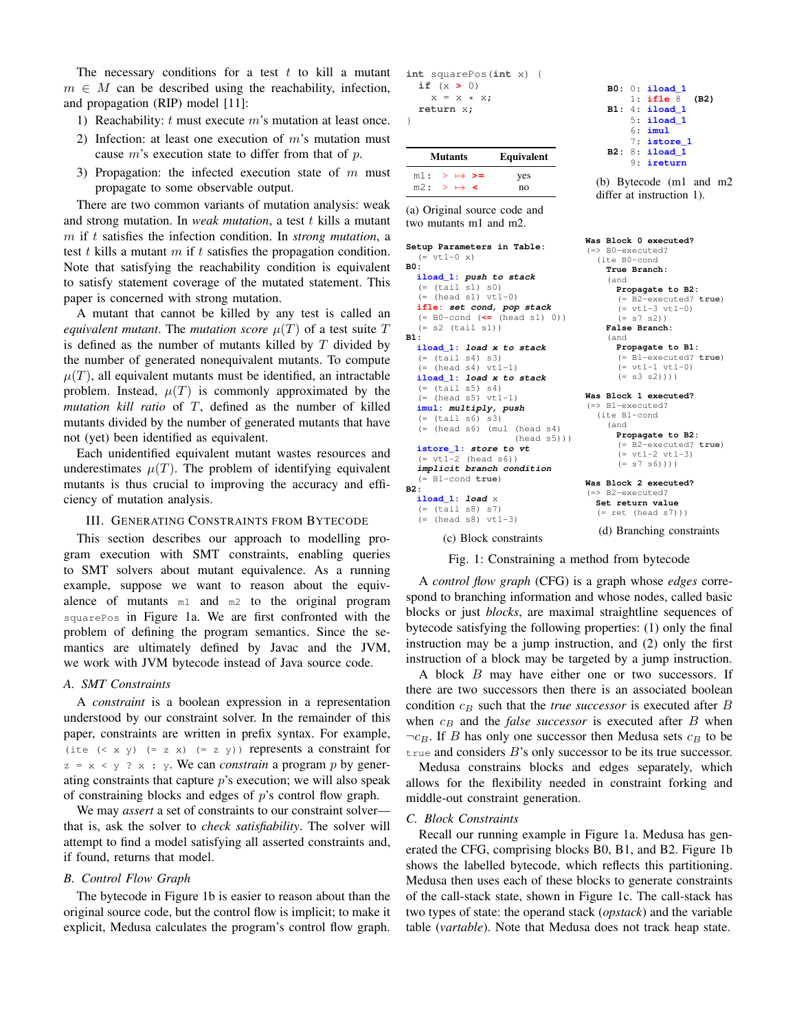The necessary conditions for a test $t$ to kill a mutant $m \in M$ can be described using the reachability, infection, and propagation (RIP) model [11]:

1) Reachability: $t$ must execute $m$'s mutation at least once.
2) Infection: at least one execution of $m$'s mutation must cause $m$'s execution state to differ from that of $p$.
3) Propagation: the infected execution state of $m$ must propagate to some observable output.

There are two common variants of mutation analysis: weak and strong mutation. In *weak mutation*, a test $t$ kills a mutant $m$ if $t$ satisfies the infection condition. In *strong mutation*, a test $t$ kills a mutant $m$ if $t$ satisfies the propagation condition. Note that satisfying the reachability condition is equivalent to satisfy statement coverage of the mutated statement. This paper is concerned with strong mutation.

A mutant that cannot be killed by any test is called an *equivalent mutant*. The *mutation score* $\mu(T)$ of a test suite $T$ is defined as the number of mutants killed by $T$ divided by the number of generated nonequivalent mutants. To compute $\mu(T)$, all equivalent mutants must be identified, an intractable problem. Instead, $\mu(T)$ is commonly approximated by the *mutation kill ratio* of $T$, defined as the number of killed mutants divided by the number of generated mutants that have not (yet) been identified as equivalent.

Each unidentified equivalent mutant wastes resources and underestimates $\mu(T)$. The problem of identifying equivalent mutants is thus crucial to improving the accuracy and efficiency of mutation analysis.

## III. Generating Constraints from Bytecode

This section describes our approach to modelling program execution with SMT constraints, enabling queries to SMT solvers about mutant equivalence. As a running example, suppose we want to reason about the equivalence of mutants `m1` and `m2` to the original program `squarePos` in Figure 1a. We are first confronted with the problem of defining the program semantics. Since the semantics are ultimately defined by Javac and the JVM, we work with JVM bytecode instead of Java source code.

### A. SMT Constraints

A *constraint* is a boolean expression in a representation understood by our constraint solver. In the remainder of this paper, constraints are written in prefix syntax. For example, `(ite (< x y) (= z x) (= z y))` represents a constraint for `z = x < y ? x : y`. We can *constrain* a program $p$ by generating constraints that capture $p$'s execution; we will also speak of constraining blocks and edges of $p$'s control flow graph.

We may *assert* a set of constraints to our constraint solver—that is, ask the solver to *check satisfiability*. The solver will attempt to find a model satisfying all asserted constraints and, if found, returns that model.

### B. Control Flow Graph

The bytecode in Figure 1b is easier to reason about than the original source code, but the control flow is implicit; to make it explicit, Medusa calculates the program's control flow graph.

```
int squarePos(int x) {
  if (x > 0)
    x = x * x;
  return x;
}
```

| Mutants | Equivalent |
|---|---|
| m1: > ↦ >= | yes |
| m2: > ↦ < | no |

(a) Original source code and two mutants m1 and m2.

```
B0: 0: iload_1
    1: ifle 8   (B2)
B1: 4: iload_1
    5: iload_1
    6: imul
    7: istore_1
B2: 8: iload_1
    9: ireturn
```

(b) Bytecode (m1 and m2 differ at instruction 1).

```
Setup Parameters in Table:
  (= vt1-0 x)
B0:
  iload_1: push to stack
  (= (tail s1) s0)
  (= (head s1) vt1-0)
  ifle: set cond, pop stack
  (= B0-cond (<= (head s1) 0))
  (= s2 (tail s1))
B1:
  iload_1: load x to stack
  (= (tail s4) s3)
  (= (head s4) vt1-1)
  iload_1: load x to stack
  (= (tail s5) s4)
  (= (head s5) vt1-1)
  imul: multiply, push
  (= (tail s6) s3)
  (= (head s6) (mul (head s4)
                    (head s5)))
  istore_1: store to vt
  (= vt1-2 (head s6))
  implicit branch condition
  (= B1-cond true)
B2:
  iload_1: load x
  (= (tail s8) s7)
  (= (head s8) vt1-3)
```

(c) Block constraints

```
Was Block 0 executed?
(=> B0-executed?
  (ite B0-cond
    True Branch:
    (and
      Propagate to B2:
      (= B2-executed? true)
      (= vt1-3 vt1-0)
      (= s7 s2))
    False Branch:
    (and
      Propagate to B1:
      (= B1-executed? true)
      (= vt1-1 vt1-0)
      (= s3 s2))))

Was Block 1 executed?
(=> B1-executed?
  (ite B1-cond
    (and
      Propagate to B2:
      (= B2-executed? true)
      (= vt1-2 vt1-3)
      (= s7 s6))))

Was Block 2 executed?
(=> B2-executed?
  Set return value
  (= ret (head s7)))
```

(d) Branching constraints

Fig. 1: Constraining a method from bytecode

A *control flow graph* (CFG) is a graph whose *edges* correspond to branching information and whose nodes, called basic blocks or just *blocks*, are maximal straightline sequences of bytecode satisfying the following properties: (1) only the final instruction may be a jump instruction, and (2) only the first instruction of a block may be targeted by a jump instruction.

A block $B$ may have either one or two successors. If there are two successors then there is an associated boolean condition $c_B$ such that the *true successor* is executed after $B$ when $c_B$ and the *false successor* is executed after $B$ when $\neg c_B$. If $B$ has only one successor then Medusa sets $c_B$ to be `true` and considers $B$'s only successor to be its true successor.

Medusa constrains blocks and edges separately, which allows for the flexibility needed in constraint forking and middle-out constraint generation.

### C. Block Constraints

Recall our running example in Figure 1a. Medusa has generated the CFG, comprising blocks B0, B1, and B2. Figure 1b shows the labelled bytecode, which reflects this partitioning. Medusa then uses each of these blocks to generate constraints of the call-stack state, shown in Figure 1c. The call-stack has two types of state: the operand stack (*opstack*) and the variable table (*vartable*). Note that Medusa does not track heap state.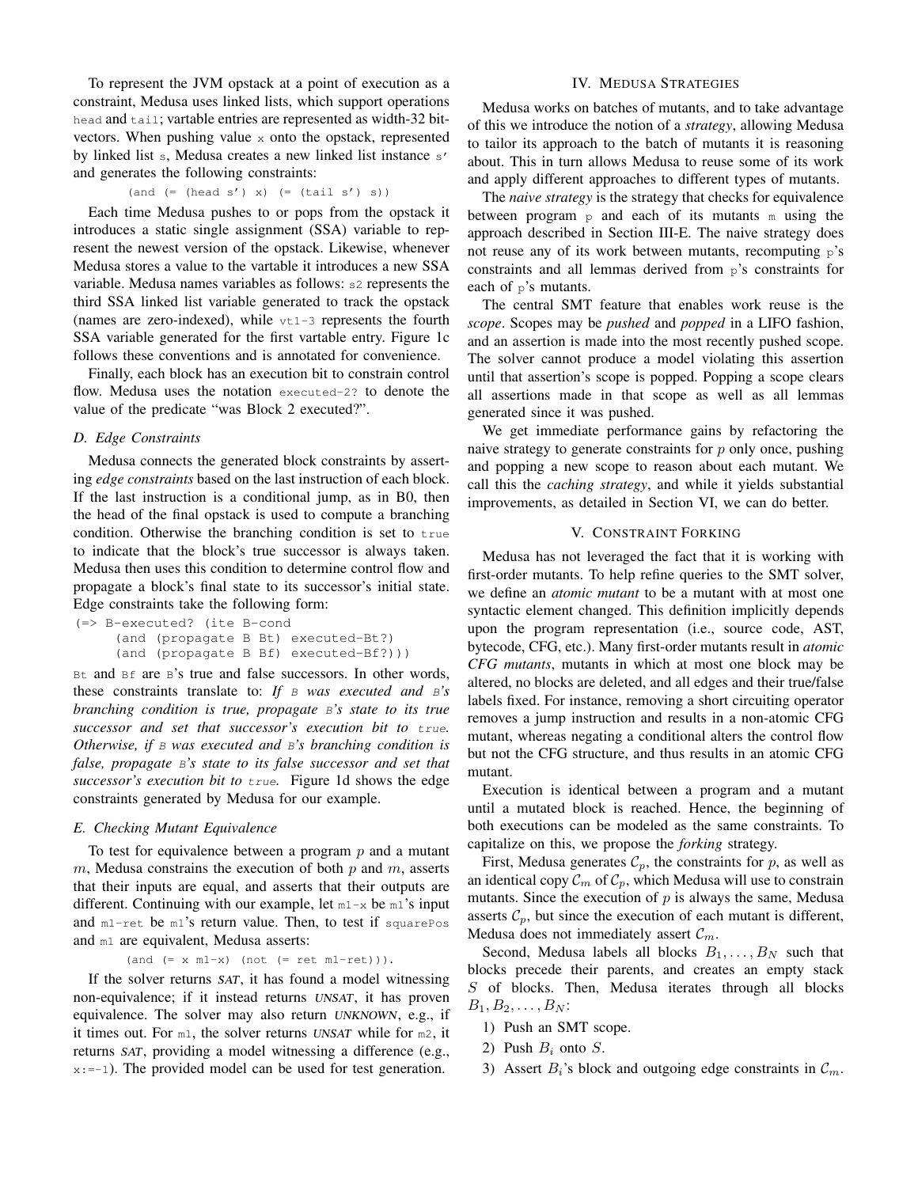To represent the JVM opstack at a point of execution as a constraint, Medusa uses linked lists, which support operations `head` and `tail`; vartable entries are represented as width-32 bitvectors. When pushing value `x` onto the opstack, represented by linked list `s`, Medusa creates a new linked list instance `s'` and generates the following constraints:

```
(and (= (head s') x) (= (tail s') s))
```

Each time Medusa pushes to or pops from the opstack it introduces a static single assignment (SSA) variable to represent the newest version of the opstack. Likewise, whenever Medusa stores a value to the vartable it introduces a new SSA variable. Medusa names variables as follows: `s2` represents the third SSA linked list variable generated to track the opstack (names are zero-indexed), while `vt1-3` represents the fourth SSA variable generated for the first vartable entry. Figure 1c follows these conventions and is annotated for convenience.

Finally, each block has an execution bit to constrain control flow. Medusa uses the notation `executed-2?` to denote the value of the predicate "was Block 2 executed?".

### D. Edge Constraints

Medusa connects the generated block constraints by asserting *edge constraints* based on the last instruction of each block. If the last instruction is a conditional jump, as in B0, then the head of the final opstack is used to compute a branching condition. Otherwise the branching condition is set to `true` to indicate that the block's true successor is always taken. Medusa then uses this condition to determine control flow and propagate a block's final state to its successor's initial state. Edge constraints take the following form:

```
(=> B-executed? (ite B-cond
     (and (propagate B Bt) executed-Bt?)
     (and (propagate B Bf) executed-Bf?)))
```

`Bt` and `Bf` are `B`'s true and false successors. In other words, these constraints translate to: *If `B` was executed and `B`'s branching condition is true, propagate `B`'s state to its true successor and set that successor's execution bit to `true`. Otherwise, if `B` was executed and `B`'s branching condition is false, propagate `B`'s state to its false successor and set that successor's execution bit to `true`.* Figure 1d shows the edge constraints generated by Medusa for our example.

### E. Checking Mutant Equivalence

To test for equivalence between a program $p$ and a mutant $m$, Medusa constrains the execution of both $p$ and $m$, asserts that their inputs are equal, and asserts that their outputs are different. Continuing with our example, let `m1-x` be `m1`'s input and `m1-ret` be `m1`'s return value. Then, to test if `squarePos` and `m1` are equivalent, Medusa asserts:

```
(and (= x m1-x) (not (= ret m1-ret))).
```

If the solver returns ***SAT***, it has found a model witnessing non-equivalence; if it instead returns ***UNSAT***, it has proven equivalence. The solver may also return ***UNKNOWN***, e.g., if it times out. For `m1`, the solver returns ***UNSAT*** while for `m2`, it returns ***SAT***, providing a model witnessing a difference (e.g., `x:=-1`). The provided model can be used for test generation.

## IV. Medusa Strategies

Medusa works on batches of mutants, and to take advantage of this we introduce the notion of a *strategy*, allowing Medusa to tailor its approach to the batch of mutants it is reasoning about. This in turn allows Medusa to reuse some of its work and apply different approaches to different types of mutants.

The *naive strategy* is the strategy that checks for equivalence between program `p` and each of its mutants `m` using the approach described in Section III-E. The naive strategy does not reuse any of its work between mutants, recomputing `p`'s constraints and all lemmas derived from `p`'s constraints for each of `p`'s mutants.

The central SMT feature that enables work reuse is the *scope*. Scopes may be *pushed* and *popped* in a LIFO fashion, and an assertion is made into the most recently pushed scope. The solver cannot produce a model violating this assertion until that assertion's scope is popped. Popping a scope clears all assertions made in that scope as well as all lemmas generated since it was pushed.

We get immediate performance gains by refactoring the naive strategy to generate constraints for $p$ only once, pushing and popping a new scope to reason about each mutant. We call this the *caching strategy*, and while it yields substantial improvements, as detailed in Section VI, we can do better.

## V. Constraint Forking

Medusa has not leveraged the fact that it is working with first-order mutants. To help refine queries to the SMT solver, we define an *atomic mutant* to be a mutant with at most one syntactic element changed. This definition implicitly depends upon the program representation (i.e., source code, AST, bytecode, CFG, etc.). Many first-order mutants result in *atomic CFG mutants*, mutants in which at most one block may be altered, no blocks are deleted, and all edges and their true/false labels fixed. For instance, removing a short circuiting operator removes a jump instruction and results in a non-atomic CFG mutant, whereas negating a conditional alters the control flow but not the CFG structure, and thus results in an atomic CFG mutant.

Execution is identical between a program and a mutant until a mutated block is reached. Hence, the beginning of both executions can be modeled as the same constraints. To capitalize on this, we propose the *forking* strategy.

First, Medusa generates $\mathcal{C}_p$, the constraints for $p$, as well as an identical copy $\mathcal{C}_m$ of $\mathcal{C}_p$, which Medusa will use to constrain mutants. Since the execution of $p$ is always the same, Medusa asserts $\mathcal{C}_p$, but since the execution of each mutant is different, Medusa does not immediately assert $\mathcal{C}_m$.

Second, Medusa labels all blocks $B_1, \ldots, B_N$ such that blocks precede their parents, and creates an empty stack $S$ of blocks. Then, Medusa iterates through all blocks $B_1, B_2, \ldots, B_N$:

1) Push an SMT scope.
2) Push $B_i$ onto $S$.
3) Assert $B_i$'s block and outgoing edge constraints in $\mathcal{C}_m$.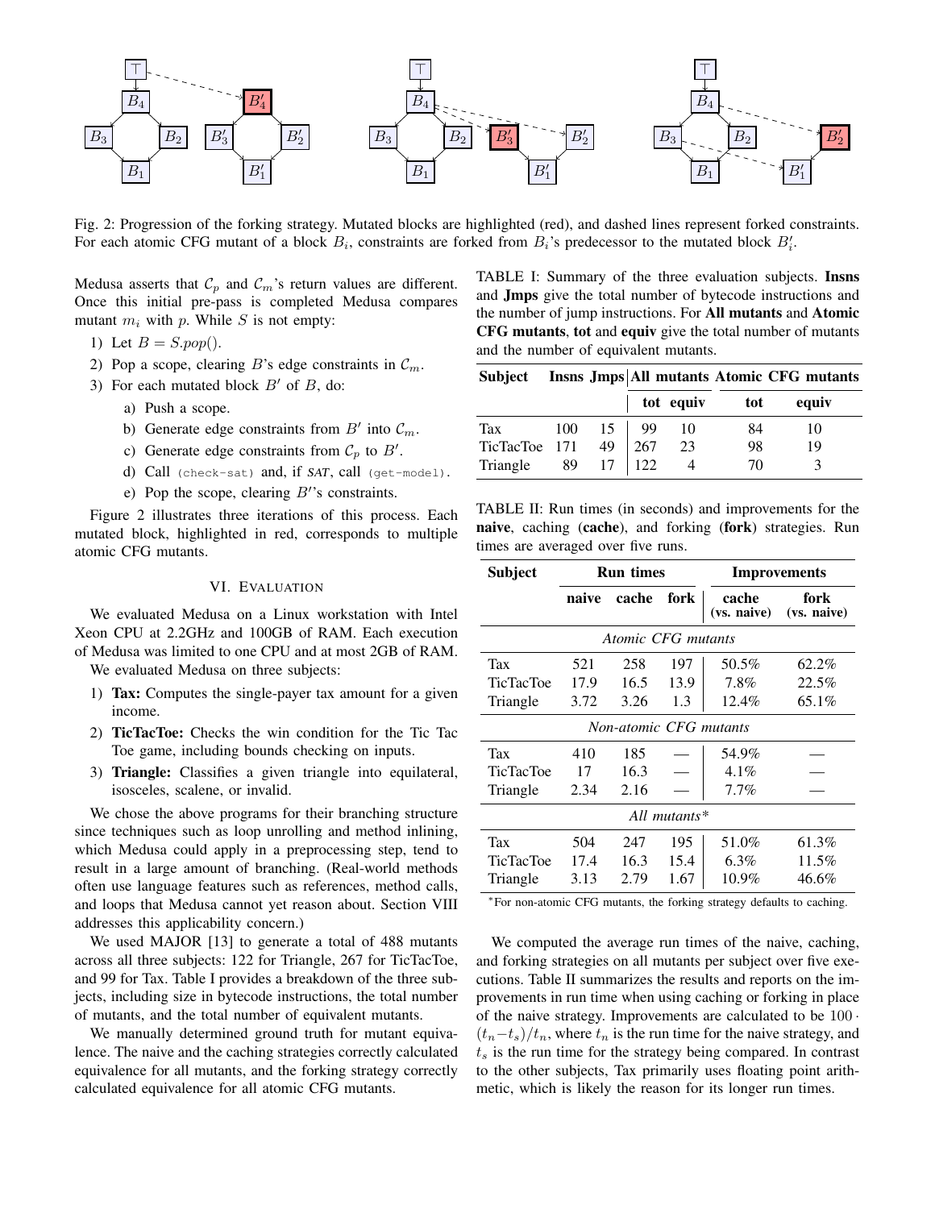Fig. 2: Progression of the forking strategy. Mutated blocks are highlighted (red), and dashed lines represent forked constraints. For each atomic CFG mutant of a block $B_i$, constraints are forked from $B_i$'s predecessor to the mutated block $B_i'$.

Medusa asserts that $\mathcal{C}_p$ and $\mathcal{C}_m$'s return values are different. Once this initial pre-pass is completed Medusa compares mutant $m_i$ with $p$. While $S$ is not empty:

1) Let $B = S.pop()$.
2) Pop a scope, clearing $B$'s edge constraints in $\mathcal{C}_m$.
3) For each mutated block $B'$ of $B$, do:
   a) Push a scope.
   b) Generate edge constraints from $B'$ into $\mathcal{C}_m$.
   c) Generate edge constraints from $\mathcal{C}_p$ to $B'$.
   d) Call `(check-sat)` and, if *SAT*, call `(get-model)`.
   e) Pop the scope, clearing $B'$'s constraints.

Figure 2 illustrates three iterations of this process. Each mutated block, highlighted in red, corresponds to multiple atomic CFG mutants.

## VI. Evaluation

We evaluated Medusa on a Linux workstation with Intel Xeon CPU at 2.2GHz and 100GB of RAM. Each execution of Medusa was limited to one CPU and at most 2GB of RAM.

We evaluated Medusa on three subjects:

1) **Tax:** Computes the single-payer tax amount for a given income.
2) **TicTacToe:** Checks the win condition for the Tic Tac Toe game, including bounds checking on inputs.
3) **Triangle:** Classifies a given triangle into equilateral, isosceles, scalene, or invalid.

We chose the above programs for their branching structure since techniques such as loop unrolling and method inlining, which Medusa could apply in a preprocessing step, tend to result in a large amount of branching. (Real-world methods often use language features such as references, method calls, and loops that Medusa cannot yet reason about. Section VIII addresses this applicability concern.)

We used MAJOR [13] to generate a total of 488 mutants across all three subjects: 122 for Triangle, 267 for TicTacToe, and 99 for Tax. Table I provides a breakdown of the three subjects, including size in bytecode instructions, the total number of mutants, and the total number of equivalent mutants.

We manually determined ground truth for mutant equivalence. The naive and the caching strategies correctly calculated equivalence for all mutants, and the forking strategy correctly calculated equivalence for all atomic CFG mutants.

TABLE I: Summary of the three evaluation subjects. **Insns** and **Jmps** give the total number of bytecode instructions and the number of jump instructions. For **All mutants** and **Atomic CFG mutants**, **tot** and **equiv** give the total number of mutants and the number of equivalent mutants.

| Subject | Insns | Jmps | All mutants | | Atomic CFG mutants | |
|---|---|---|---|---|---|---|
| | | | tot | equiv | tot | equiv |
| Tax | 100 | 15 | 99 | 10 | 84 | 10 |
| TicTacToe | 171 | 49 | 267 | 23 | 98 | 19 |
| Triangle | 89 | 17 | 122 | 4 | 70 | 3 |

TABLE II: Run times (in seconds) and improvements for the **naive**, caching (**cache**), and forking (**fork**) strategies. Run times are averaged over five runs.

| Subject | Run times | | | Improvements | |
|---|---|---|---|---|---|
| | naive | cache | fork | cache (vs. naive) | fork (vs. naive) |
| *Atomic CFG mutants* | | | | | |
| Tax | 521 | 258 | 197 | 50.5% | 62.2% |
| TicTacToe | 17.9 | 16.5 | 13.9 | 7.8% | 22.5% |
| Triangle | 3.72 | 3.26 | 1.3 | 12.4% | 65.1% |
| *Non-atomic CFG mutants* | | | | | |
| Tax | 410 | 185 | — | 54.9% | — |
| TicTacToe | 17 | 16.3 | — | 4.1% | — |
| Triangle | 2.34 | 2.16 | — | 7.7% | — |
| *All mutants** | | | | | |
| Tax | 504 | 247 | 195 | 51.0% | 61.3% |
| TicTacToe | 17.4 | 16.3 | 15.4 | 6.3% | 11.5% |
| Triangle | 3.13 | 2.79 | 1.67 | 10.9% | 46.6% |

*For non-atomic CFG mutants, the forking strategy defaults to caching.

We computed the average run times of the naive, caching, and forking strategies on all mutants per subject over five executions. Table II summarizes the results and reports on the improvements in run time when using caching or forking in place of the naive strategy. Improvements are calculated to be $100 \cdot (t_n - t_s)/t_n$, where $t_n$ is the run time for the naive strategy, and $t_s$ is the run time for the strategy being compared. In contrast to the other subjects, Tax primarily uses floating point arithmetic, which is likely the reason for its longer run times.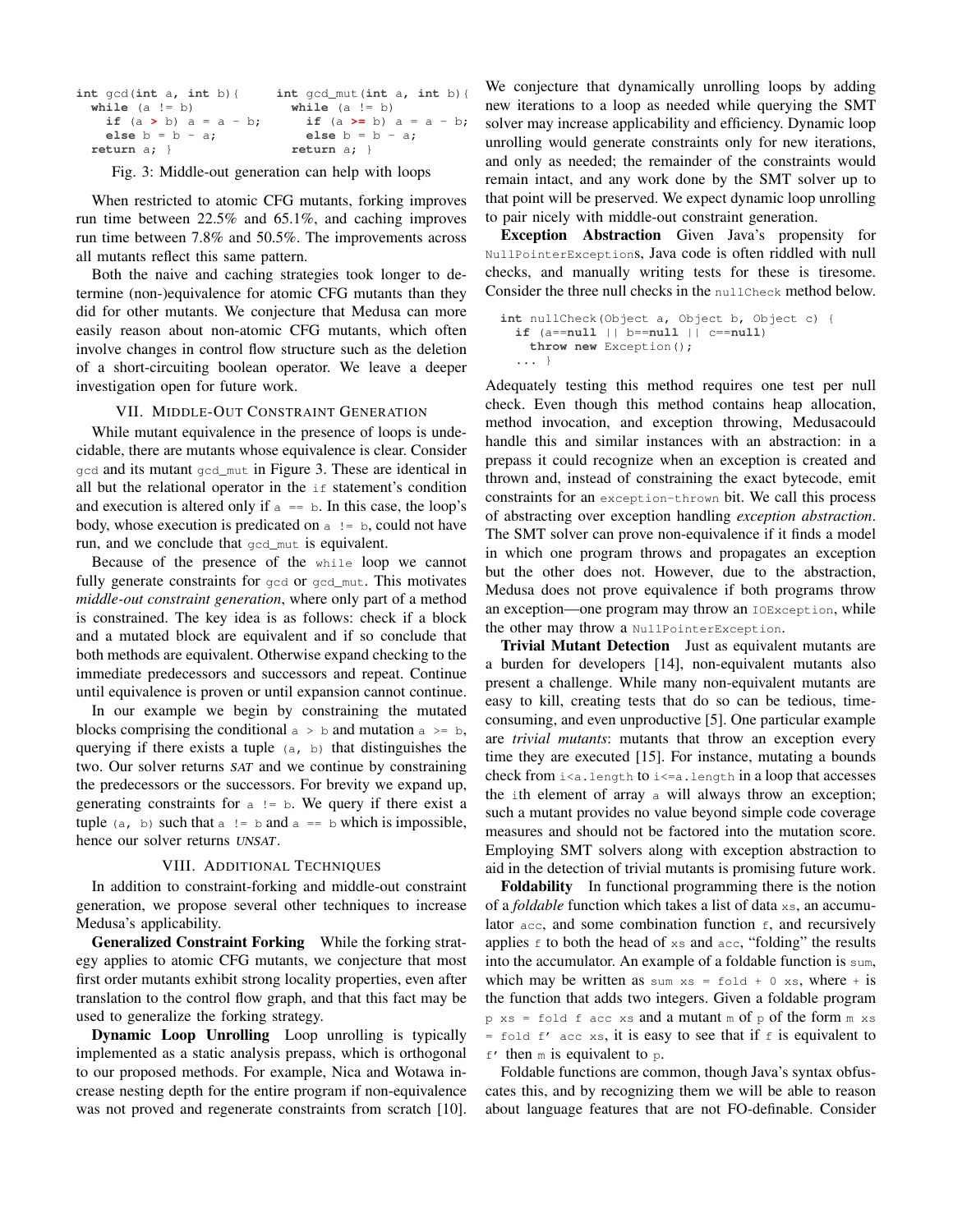```
int gcd(int a, int b){
  while (a != b)
    if (a > b) a = a - b;
    else b = b - a;
  return a; }
```

```
int gcd_mut(int a, int b){
  while (a != b)
    if (a >= b) a = a - b;
    else b = b - a;
  return a; }
```

Fig. 3: Middle-out generation can help with loops

When restricted to atomic CFG mutants, forking improves run time between 22.5% and 65.1%, and caching improves run time between 7.8% and 50.5%. The improvements across all mutants reflect this same pattern.

Both the naive and caching strategies took longer to determine (non-)equivalence for atomic CFG mutants than they did for other mutants. We conjecture that Medusa can more easily reason about non-atomic CFG mutants, which often involve changes in control flow structure such as the deletion of a short-circuiting boolean operator. We leave a deeper investigation open for future work.

## VII. Middle-Out Constraint Generation

While mutant equivalence in the presence of loops is undecidable, there are mutants whose equivalence is clear. Consider `gcd` and its mutant `gcd_mut` in Figure 3. These are identical in all but the relational operator in the `if` statement's condition and execution is altered only if `a == b`. In this case, the loop's body, whose execution is predicated on `a != b`, could not have run, and we conclude that `gcd_mut` is equivalent.

Because of the presence of the `while` loop we cannot fully generate constraints for `gcd` or `gcd_mut`. This motivates *middle-out constraint generation*, where only part of a method is constrained. The key idea is as follows: check if a block and a mutated block are equivalent and if so conclude that both methods are equivalent. Otherwise expand checking to the immediate predecessors and successors and repeat. Continue until equivalence is proven or until expansion cannot continue.

In our example we begin by constraining the mutated blocks comprising the conditional `a > b` and mutation `a >= b`, querying if there exists a tuple `(a, b)` that distinguishes the two. Our solver returns *SAT* and we continue by constraining the predecessors or the successors. For brevity we expand up, generating constraints for `a != b`. We query if there exist a tuple `(a, b)` such that `a != b` and `a == b` which is impossible, hence our solver returns *UNSAT*.

## VIII. Additional Techniques

In addition to constraint-forking and middle-out constraint generation, we propose several other techniques to increase Medusa's applicability.

**Generalized Constraint Forking** While the forking strategy applies to atomic CFG mutants, we conjecture that most first order mutants exhibit strong locality properties, even after translation to the control flow graph, and that this fact may be used to generalize the forking strategy.

**Dynamic Loop Unrolling** Loop unrolling is typically implemented as a static analysis prepass, which is orthogonal to our proposed methods. For example, Nica and Wotawa increase nesting depth for the entire program if non-equivalence was not proved and regenerate constraints from scratch [10]. We conjecture that dynamically unrolling loops by adding new iterations to a loop as needed while querying the SMT solver may increase applicability and efficiency. Dynamic loop unrolling would generate constraints only for new iterations, and only as needed; the remainder of the constraints would remain intact, and any work done by the SMT solver up to that point will be preserved. We expect dynamic loop unrolling to pair nicely with middle-out constraint generation.

**Exception Abstraction** Given Java's propensity for `NullPointerException`s, Java code is often riddled with null checks, and manually writing tests for these is tiresome. Consider the three null checks in the `nullCheck` method below.

```
int nullCheck(Object a, Object b, Object c) {
  if (a==null || b==null || c==null)
    throw new Exception();
  ... }
```

Adequately testing this method requires one test per null check. Even though this method contains heap allocation, method invocation, and exception throwing, Medusacould handle this and similar instances with an abstraction: in a prepass it could recognize when an exception is created and thrown and, instead of constraining the exact bytecode, emit constraints for an `exception-thrown` bit. We call this process of abstracting over exception handling *exception abstraction*. The SMT solver can prove non-equivalence if it finds a model in which one program throws and propagates an exception but the other does not. However, due to the abstraction, Medusa does not prove equivalence if both programs throw an exception—one program may throw an `IOException`, while the other may throw a `NullPointerException`.

**Trivial Mutant Detection** Just as equivalent mutants are a burden for developers [14], non-equivalent mutants also present a challenge. While many non-equivalent mutants are easy to kill, creating tests that do so can be tedious, time-consuming, and even unproductive [5]. One particular example are *trivial mutants*: mutants that throw an exception every time they are executed [15]. For instance, mutating a bounds check from `i<a.length` to `i<=a.length` in a loop that accesses the `i`th element of array `a` will always throw an exception; such a mutant provides no value beyond simple code coverage measures and should not be factored into the mutation score. Employing SMT solvers along with exception abstraction to aid in the detection of trivial mutants is promising future work.

**Foldability** In functional programming there is the notion of a *foldable* function which takes a list of data `xs`, an accumulator `acc`, and some combination function `f`, and recursively applies `f` to both the head of `xs` and `acc`, "folding" the results into the accumulator. An example of a foldable function is `sum`, which may be written as `sum xs = fold + 0 xs`, where `+` is the function that adds two integers. Given a foldable program `p xs = fold f acc xs` and a mutant `m` of `p` of the form `m xs = fold f' acc xs`, it is easy to see that if `f` is equivalent to `f'` then `m` is equivalent to `p`.

Foldable functions are common, though Java's syntax obfuscates this, and by recognizing them we will be able to reason about language features that are not FO-definable. Consider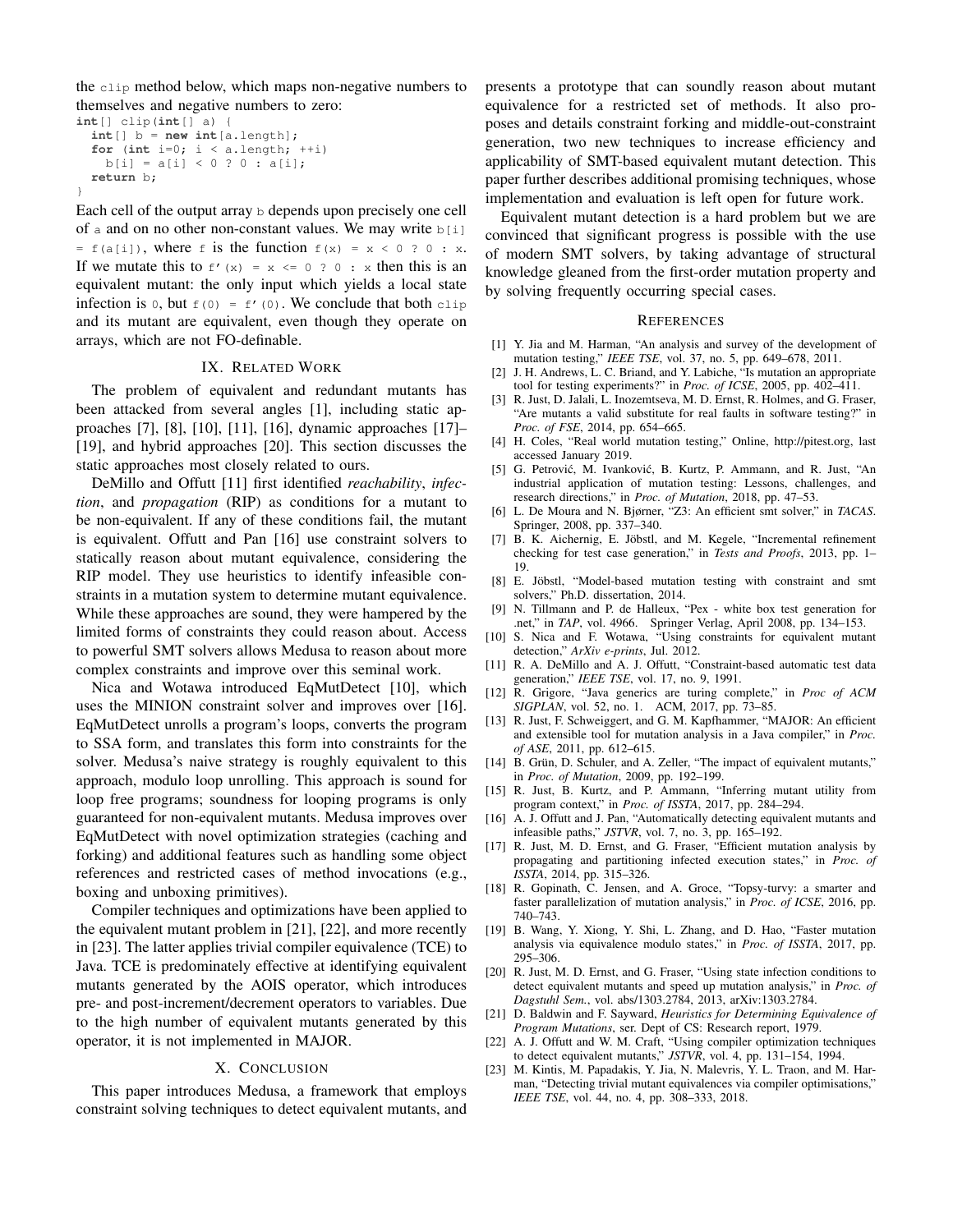the `clip` method below, which maps non-negative numbers to themselves and negative numbers to zero:

```
int[] clip(int[] a) {
  int[] b = new int[a.length];
  for (int i=0; i < a.length; ++i)
    b[i] = a[i] < 0 ? 0 : a[i];
  return b;
}
```

Each cell of the output array `b` depends upon precisely one cell of `a` and on no other non-constant values. We may write `b[i] = f(a[i])`, where `f` is the function `f(x) = x < 0 ? 0 : x`. If we mutate this to `f'(x) = x <= 0 ? 0 : x` then this is an equivalent mutant: the only input which yields a local state infection is `0`, but `f(0) = f'(0)`. We conclude that both `clip` and its mutant are equivalent, even though they operate on arrays, which are not FO-definable.

## IX. Related Work

The problem of equivalent and redundant mutants has been attacked from several angles [1], including static approaches [7], [8], [10], [11], [16], dynamic approaches [17]–[19], and hybrid approaches [20]. This section discusses the static approaches most closely related to ours.

DeMillo and Offutt [11] first identified *reachability*, *infection*, and *propagation* (RIP) as conditions for a mutant to be non-equivalent. If any of these conditions fail, the mutant is equivalent. Offutt and Pan [16] use constraint solvers to statically reason about mutant equivalence, considering the RIP model. They use heuristics to identify infeasible constraints in a mutation system to determine mutant equivalence. While these approaches are sound, they were hampered by the limited forms of constraints they could reason about. Access to powerful SMT solvers allows Medusa to reason about more complex constraints and improve over this seminal work.

Nica and Wotawa introduced EqMutDetect [10], which uses the MINION constraint solver and improves over [16]. EqMutDetect unrolls a program's loops, converts the program to SSA form, and translates this form into constraints for the solver. Medusa's naive strategy is roughly equivalent to this approach, modulo loop unrolling. This approach is sound for loop free programs; soundness for looping programs is only guaranteed for non-equivalent mutants. Medusa improves over EqMutDetect with novel optimization strategies (caching and forking) and additional features such as handling some object references and restricted cases of method invocations (e.g., boxing and unboxing primitives).

Compiler techniques and optimizations have been applied to the equivalent mutant problem in [21], [22], and more recently in [23]. The latter applies trivial compiler equivalence (TCE) to Java. TCE is predominately effective at identifying equivalent mutants generated by the AOIS operator, which introduces pre- and post-increment/decrement operators to variables. Due to the high number of equivalent mutants generated by this operator, it is not implemented in MAJOR.

## X. Conclusion

This paper introduces Medusa, a framework that employs constraint solving techniques to detect equivalent mutants, and presents a prototype that can soundly reason about mutant equivalence for a restricted set of methods. It also proposes and details constraint forking and middle-out-constraint generation, two new techniques to increase efficiency and applicability of SMT-based equivalent mutant detection. This paper further describes additional promising techniques, whose implementation and evaluation is left open for future work.

Equivalent mutant detection is a hard problem but we are convinced that significant progress is possible with the use of modern SMT solvers, by taking advantage of structural knowledge gleaned from the first-order mutation property and by solving frequently occurring special cases.

## References

[1] Y. Jia and M. Harman, "An analysis and survey of the development of mutation testing," *IEEE TSE*, vol. 37, no. 5, pp. 649–678, 2011.

[2] J. H. Andrews, L. C. Briand, and Y. Labiche, "Is mutation an appropriate tool for testing experiments?" in *Proc. of ICSE*, 2005, pp. 402–411.

[3] R. Just, D. Jalali, L. Inozemtseva, M. D. Ernst, R. Holmes, and G. Fraser, "Are mutants a valid substitute for real faults in software testing?" in *Proc. of FSE*, 2014, pp. 654–665.

[4] H. Coles, "Real world mutation testing," Online, http://pitest.org, last accessed January 2019.

[5] G. Petrović, M. Ivanković, B. Kurtz, P. Ammann, and R. Just, "An industrial application of mutation testing: Lessons, challenges, and research directions," in *Proc. of Mutation*, 2018, pp. 47–53.

[6] L. De Moura and N. Bjørner, "Z3: An efficient smt solver," in *TACAS*. Springer, 2008, pp. 337–340.

[7] B. K. Aichernig, E. Jöbstl, and M. Kegele, "Incremental refinement checking for test case generation," in *Tests and Proofs*, 2013, pp. 1–19.

[8] E. Jöbstl, "Model-based mutation testing with constraint and smt solvers," Ph.D. dissertation, 2014.

[9] N. Tillmann and P. de Halleux, "Pex - white box test generation for .net," in *TAP*, vol. 4966. Springer Verlag, April 2008, pp. 134–153.

[10] S. Nica and F. Wotawa, "Using constraints for equivalent mutant detection," *ArXiv e-prints*, Jul. 2012.

[11] R. A. DeMillo and A. J. Offutt, "Constraint-based automatic test data generation," *IEEE TSE*, vol. 17, no. 9, 1991.

[12] R. Grigore, "Java generics are turing complete," in *Proc of ACM SIGPLAN*, vol. 52, no. 1. ACM, 2017, pp. 73–85.

[13] R. Just, F. Schweiggert, and G. M. Kapfhammer, "MAJOR: An efficient and extensible tool for mutation analysis in a Java compiler," in *Proc. of ASE*, 2011, pp. 612–615.

[14] B. Grün, D. Schuler, and A. Zeller, "The impact of equivalent mutants," in *Proc. of Mutation*, 2009, pp. 192–199.

[15] R. Just, B. Kurtz, and P. Ammann, "Inferring mutant utility from program context," in *Proc. of ISSTA*, 2017, pp. 284–294.

[16] A. J. Offutt and J. Pan, "Automatically detecting equivalent mutants and infeasible paths," *JSTVR*, vol. 7, no. 3, pp. 165–192.

[17] R. Just, M. D. Ernst, and G. Fraser, "Efficient mutation analysis by propagating and partitioning infected execution states," in *Proc. of ISSTA*, 2014, pp. 315–326.

[18] R. Gopinath, C. Jensen, and A. Groce, "Topsy-turvy: a smarter and faster parallelization of mutation analysis," in *Proc. of ICSE*, 2016, pp. 740–743.

[19] B. Wang, Y. Xiong, Y. Shi, L. Zhang, and D. Hao, "Faster mutation analysis via equivalence modulo states," in *Proc. of ISSTA*, 2017, pp. 295–306.

[20] R. Just, M. D. Ernst, and G. Fraser, "Using state infection conditions to detect equivalent mutants and speed up mutation analysis," in *Proc. of Dagstuhl Sem.*, vol. abs/1303.2784, 2013, arXiv:1303.2784.

[21] D. Baldwin and F. Sayward, *Heuristics for Determining Equivalence of Program Mutations*, ser. Dept of CS: Research report, 1979.

[22] A. J. Offutt and W. M. Craft, "Using compiler optimization techniques to detect equivalent mutants," *JSTVR*, vol. 4, pp. 131–154, 1994.

[23] M. Kintis, M. Papadakis, Y. Jia, N. Malevris, Y. L. Traon, and M. Harman, "Detecting trivial mutant equivalences via compiler optimisations," *IEEE TSE*, vol. 44, no. 4, pp. 308–333, 2018.